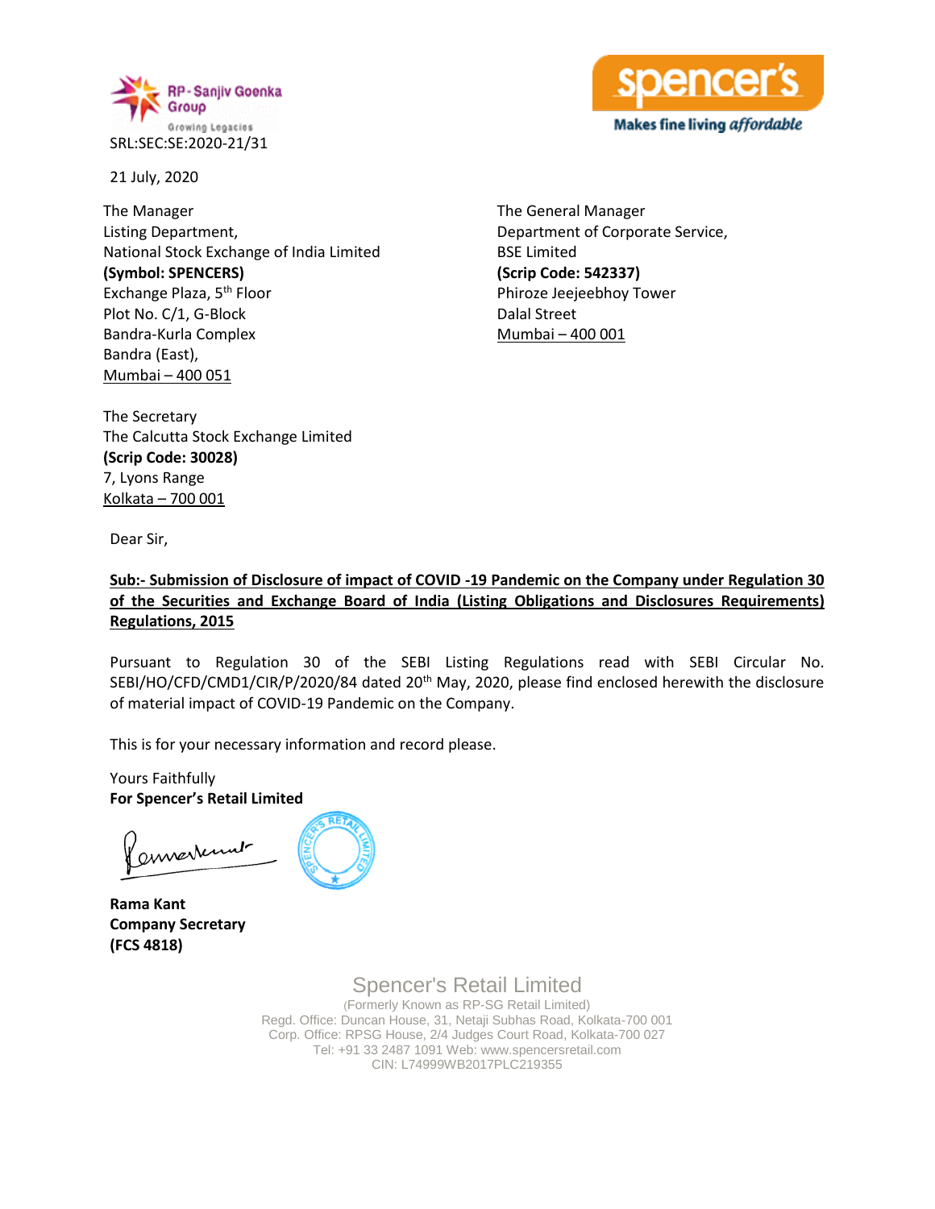SRL:SEC:SE:2020-21/31

21 July, 2020

The Manager
Listing Department,
National Stock Exchange of India Limited
**(Symbol: SPENCERS)**
Exchange Plaza, 5th Floor
Plot No. C/1, G-Block
Bandra-Kurla Complex
Bandra (East),
Mumbai – 400 051

The General Manager
Department of Corporate Service,
BSE Limited
**(Scrip Code: 542337)**
Phiroze Jeejeebhoy Tower
Dalal Street
Mumbai – 400 001

The Secretary
The Calcutta Stock Exchange Limited
**(Scrip Code: 30028)**
7, Lyons Range
Kolkata – 700 001

Dear Sir,

**Sub:- Submission of Disclosure of impact of COVID -19 Pandemic on the Company under Regulation 30 of the Securities and Exchange Board of India (Listing Obligations and Disclosures Requirements) Regulations, 2015**

Pursuant to Regulation 30 of the SEBI Listing Regulations read with SEBI Circular No. SEBI/HO/CFD/CMD1/CIR/P/2020/84 dated 20th May, 2020, please find enclosed herewith the disclosure of material impact of COVID-19 Pandemic on the Company.

This is for your necessary information and record please.

Yours Faithfully
**For Spencer's Retail Limited**

**Rama Kant**
**Company Secretary**
**(FCS 4818)**

Spencer's Retail Limited
(Formerly Known as RP-SG Retail Limited)
Regd. Office: Duncan House, 31, Netaji Subhas Road, Kolkata-700 001
Corp. Office: RPSG House, 2/4 Judges Court Road, Kolkata-700 027
Tel: +91 33 2487 1091 Web: www.spencersretail.com
CIN: L74999WB2017PLC219355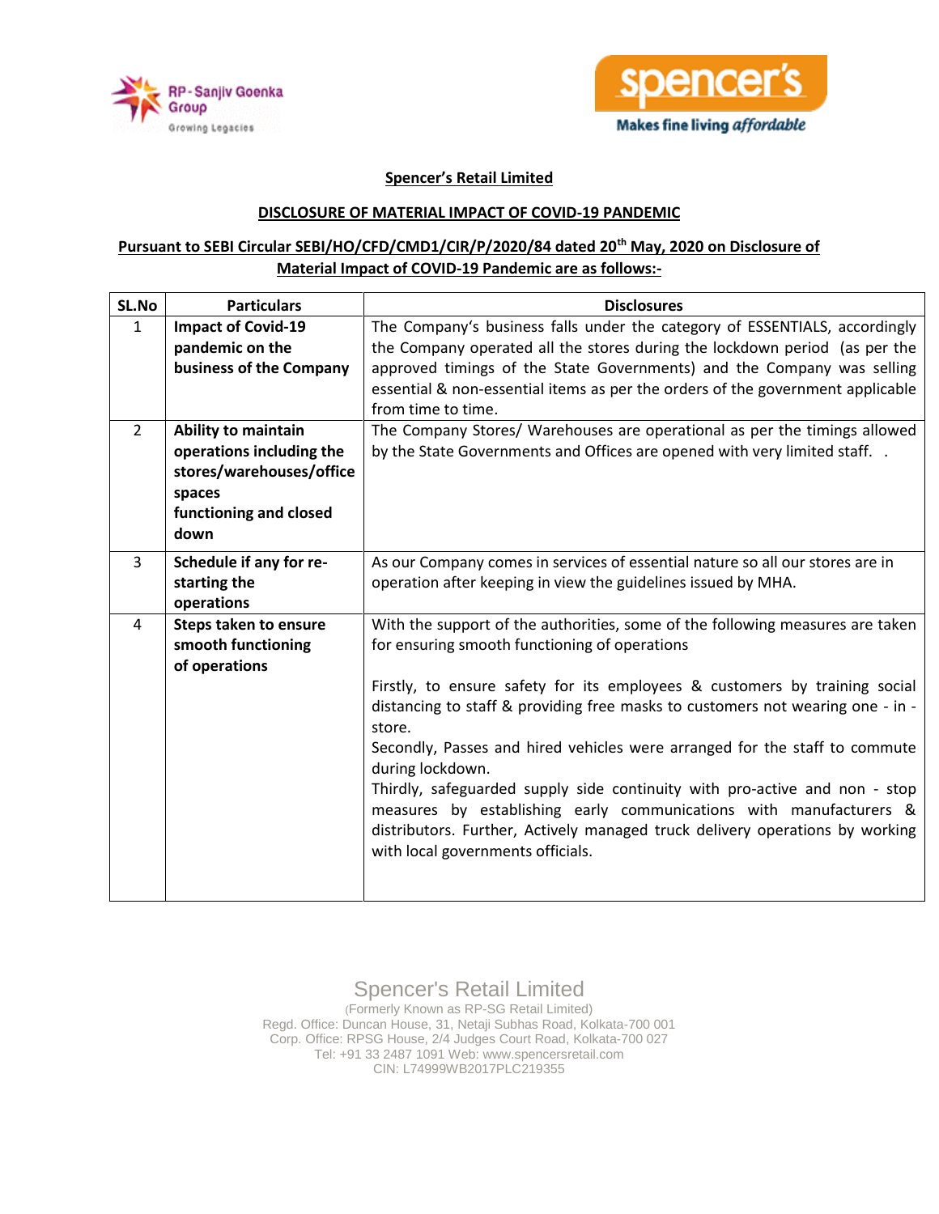**Spencer's Retail Limited**

**DISCLOSURE OF MATERIAL IMPACT OF COVID-19 PANDEMIC**

**Pursuant to SEBI Circular SEBI/HO/CFD/CMD1/CIR/P/2020/84 dated 20th May, 2020 on Disclosure of Material Impact of COVID-19 Pandemic are as follows:-**

| SL.No | Particulars | Disclosures |
|---|---|---|
| 1 | **Impact of Covid-19 pandemic on the business of the Company** | The Company's business falls under the category of ESSENTIALS, accordingly the Company operated all the stores during the lockdown period (as per the approved timings of the State Governments) and the Company was selling essential & non-essential items as per the orders of the government applicable from time to time. |
| 2 | **Ability to maintain operations including the stores/warehouses/office spaces functioning and closed down** | The Company Stores/ Warehouses are operational as per the timings allowed by the State Governments and Offices are opened with very limited staff. . |
| 3 | **Schedule if any for re-starting the operations** | As our Company comes in services of essential nature so all our stores are in operation after keeping in view the guidelines issued by MHA. |
| 4 | **Steps taken to ensure smooth functioning of operations** | With the support of the authorities, some of the following measures are taken for ensuring smooth functioning of operations<br><br>Firstly, to ensure safety for its employees & customers by training social distancing to staff & providing free masks to customers not wearing one - in - store.<br>Secondly, Passes and hired vehicles were arranged for the staff to commute during lockdown.<br>Thirdly, safeguarded supply side continuity with pro-active and non - stop measures by establishing early communications with manufacturers & distributors. Further, Actively managed truck delivery operations by working with local governments officials. |

Spencer's Retail Limited
(Formerly Known as RP-SG Retail Limited)
Regd. Office: Duncan House, 31, Netaji Subhas Road, Kolkata-700 001
Corp. Office: RPSG House, 2/4 Judges Court Road, Kolkata-700 027
Tel: +91 33 2487 1091 Web: www.spencersretail.com
CIN: L74999WB2017PLC219355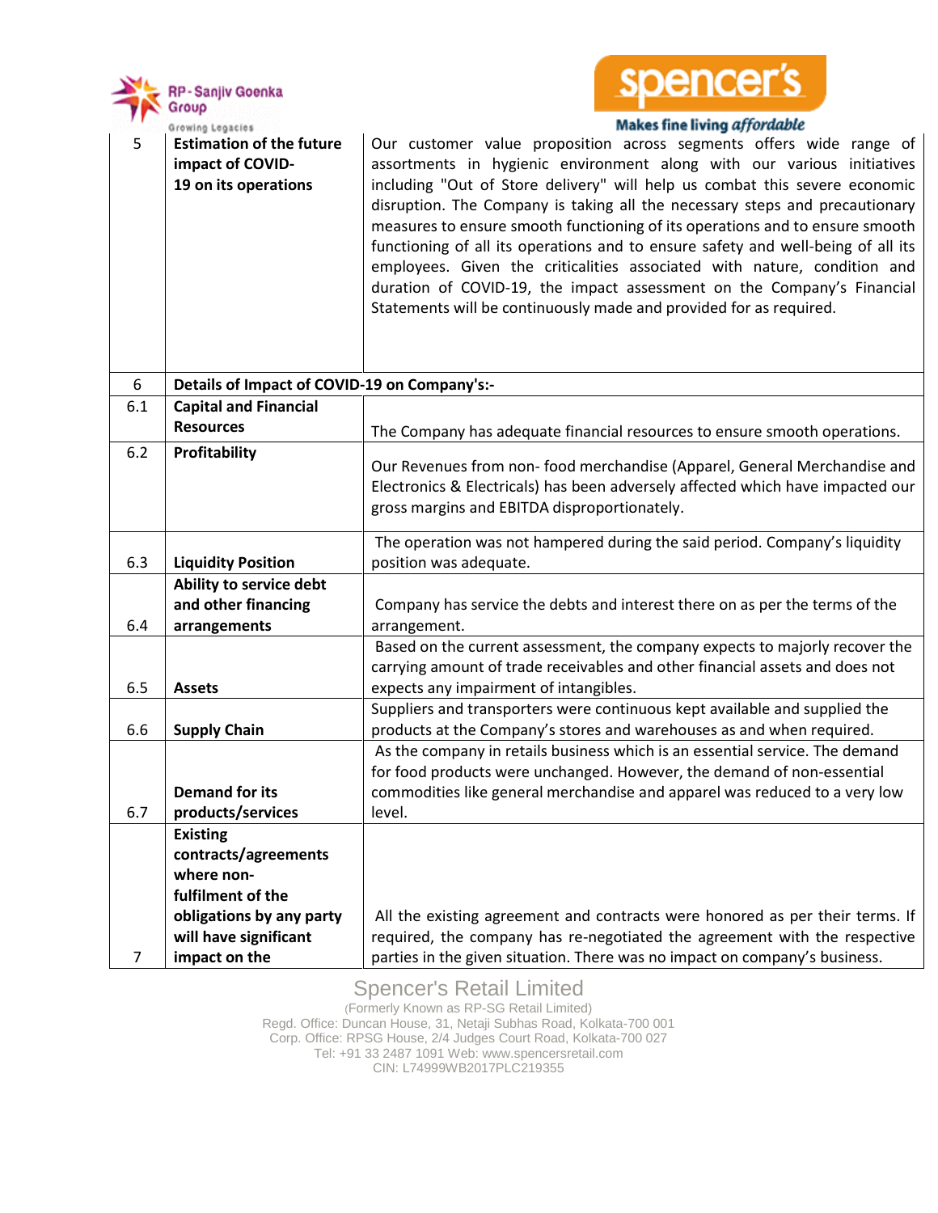| | | |
|---|---|---|
| 5 | **Estimation of the future impact of COVID-19 on its operations** | Our customer value proposition across segments offers wide range of assortments in hygienic environment along with our various initiatives including "Out of Store delivery" will help us combat this severe economic disruption. The Company is taking all the necessary steps and precautionary measures to ensure smooth functioning of its operations and to ensure smooth functioning of all its operations and to ensure safety and well-being of all its employees. Given the criticalities associated with nature, condition and duration of COVID-19, the impact assessment on the Company's Financial Statements will be continuously made and provided for as required. |
| 6 | **Details of Impact of COVID-19 on Company's:-** | |
| 6.1 | **Capital and Financial Resources** | The Company has adequate financial resources to ensure smooth operations. |
| 6.2 | **Profitability** | Our Revenues from non- food merchandise (Apparel, General Merchandise and Electronics & Electricals) has been adversely affected which have impacted our gross margins and EBITDA disproportionately. |
| 6.3 | **Liquidity Position** | The operation was not hampered during the said period. Company's liquidity position was adequate. |
| 6.4 | **Ability to service debt and other financing arrangements** | Company has service the debts and interest there on as per the terms of the arrangement. |
| 6.5 | **Assets** | Based on the current assessment, the company expects to majorly recover the carrying amount of trade receivables and other financial assets and does not expects any impairment of intangibles. |
| 6.6 | **Supply Chain** | Suppliers and transporters were continuous kept available and supplied the products at the Company's stores and warehouses as and when required. |
| 6.7 | **Demand for its products/services** | As the company in retails business which is an essential service. The demand for food products were unchanged. However, the demand of non-essential commodities like general merchandise and apparel was reduced to a very low level. |
| 7 | **Existing contracts/agreements where non-fulfilment of the obligations by any party will have significant impact on the** | All the existing agreement and contracts were honored as per their terms. If required, the company has re-negotiated the agreement with the respective parties in the given situation. There was no impact on company's business. |

Spencer's Retail Limited
(Formerly Known as RP-SG Retail Limited)
Regd. Office: Duncan House, 31, Netaji Subhas Road, Kolkata-700 001
Corp. Office: RPSG House, 2/4 Judges Court Road, Kolkata-700 027
Tel: +91 33 2487 1091 Web: www.spencersretail.com
CIN: L74999WB2017PLC219355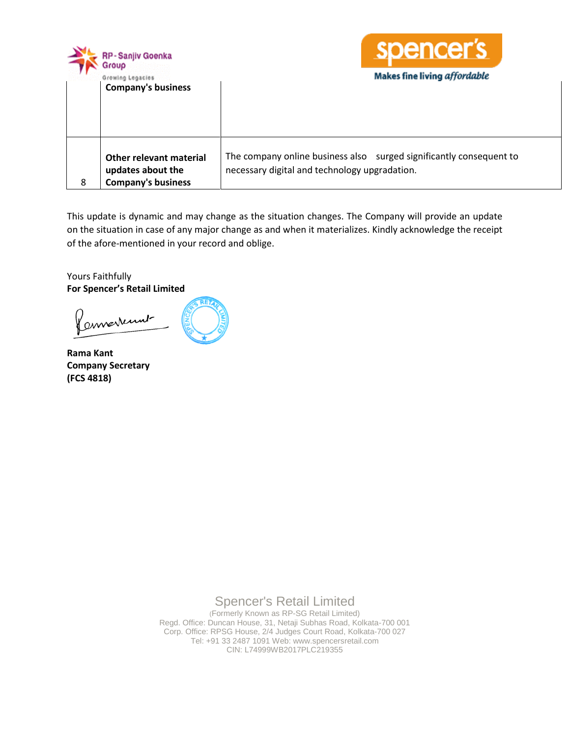| | | |
|---|---|---|
| | **Company's business** | |
| 8 | **Other relevant material updates about the Company's business** | The company online business also surged significantly consequent to necessary digital and technology upgradation. |

This update is dynamic and may change as the situation changes. The Company will provide an update on the situation in case of any major change as and when it materializes. Kindly acknowledge the receipt of the afore-mentioned in your record and oblige.

Yours Faithfully
**For Spencer's Retail Limited**

**Rama Kant**
**Company Secretary**
**(FCS 4818)**

Spencer's Retail Limited
(Formerly Known as RP-SG Retail Limited)
Regd. Office: Duncan House, 31, Netaji Subhas Road, Kolkata-700 001
Corp. Office: RPSG House, 2/4 Judges Court Road, Kolkata-700 027
Tel: +91 33 2487 1091 Web: www.spencersretail.com
CIN: L74999WB2017PLC219355